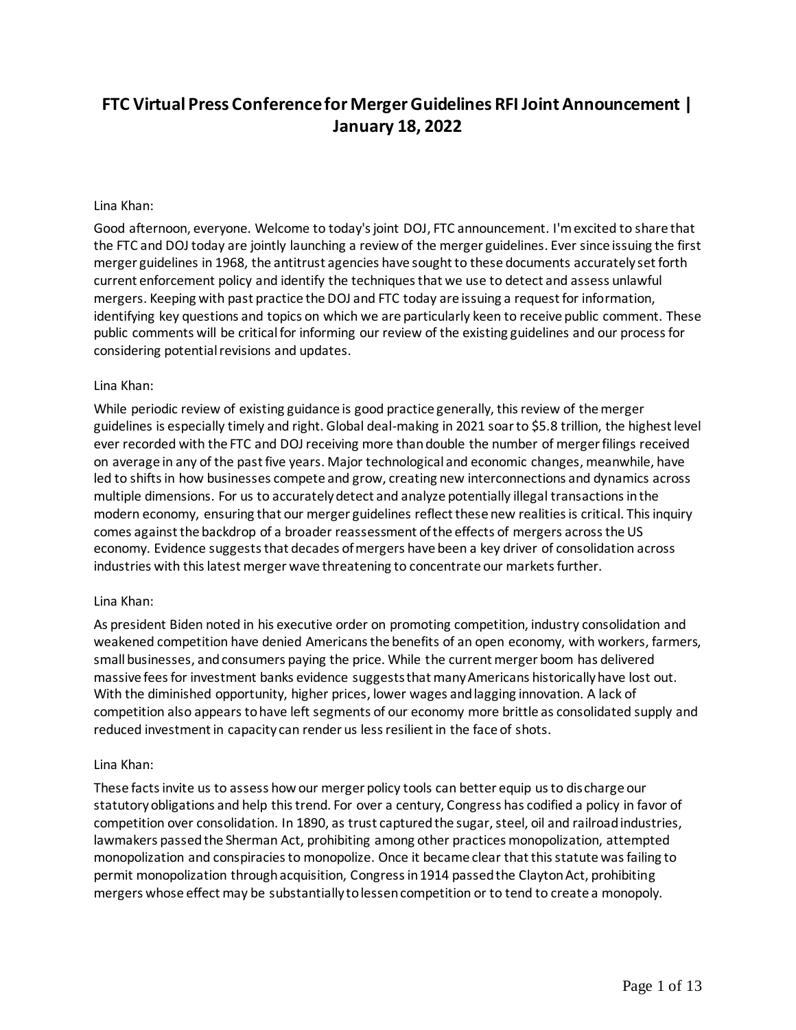# FTC Virtual Press Conference for Merger Guidelines RFI Joint Announcement | January 18, 2022

Lina Khan:

Good afternoon, everyone. Welcome to today's joint DOJ, FTC announcement. I'm excited to share that the FTC and DOJ today are jointly launching a review of the merger guidelines. Ever since issuing the first merger guidelines in 1968, the antitrust agencies have sought to these documents accurately set forth current enforcement policy and identify the techniques that we use to detect and assess unlawful mergers. Keeping with past practice the DOJ and FTC today are issuing a request for information, identifying key questions and topics on which we are particularly keen to receive public comment. These public comments will be critical for informing our review of the existing guidelines and our process for considering potential revisions and updates.

Lina Khan:

While periodic review of existing guidance is good practice generally, this review of the merger guidelines is especially timely and right. Global deal-making in 2021 soar to $5.8 trillion, the highest level ever recorded with the FTC and DOJ receiving more than double the number of merger filings received on average in any of the past five years. Major technological and economic changes, meanwhile, have led to shifts in how businesses compete and grow, creating new interconnections and dynamics across multiple dimensions. For us to accurately detect and analyze potentially illegal transactions in the modern economy, ensuring that our merger guidelines reflect these new realities is critical. This inquiry comes against the backdrop of a broader reassessment of the effects of mergers across the US economy. Evidence suggests that decades of mergers have been a key driver of consolidation across industries with this latest merger wave threatening to concentrate our markets further.

Lina Khan:

As president Biden noted in his executive order on promoting competition, industry consolidation and weakened competition have denied Americans the benefits of an open economy, with workers, farmers, small businesses, and consumers paying the price. While the current merger boom has delivered massive fees for investment banks evidence suggests that many Americans historically have lost out. With the diminished opportunity, higher prices, lower wages and lagging innovation. A lack of competition also appears to have left segments of our economy more brittle as consolidated supply and reduced investment in capacity can render us less resilient in the face of shots.

Lina Khan:

These facts invite us to assess how our merger policy tools can better equip us to discharge our statutory obligations and help this trend. For over a century, Congress has codified a policy in favor of competition over consolidation. In 1890, as trust captured the sugar, steel, oil and railroad industries, lawmakers passed the Sherman Act, prohibiting among other practices monopolization, attempted monopolization and conspiracies to monopolize. Once it became clear that this statute was failing to permit monopolization through acquisition, Congress in 1914 passed the Clayton Act, prohibiting mergers whose effect may be substantially to lessen competition or to tend to create a monopoly.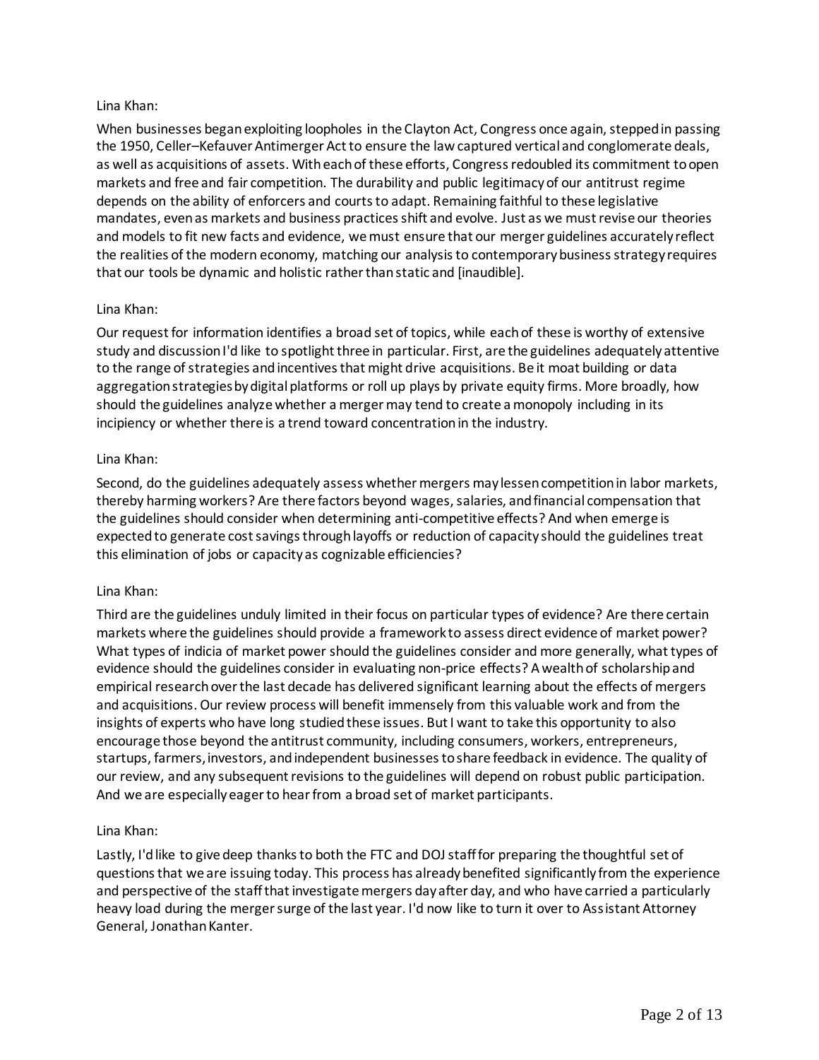Lina Khan:

When businesses began exploiting loopholes in the Clayton Act, Congress once again, stepped in passing the 1950, Celler–Kefauver Antimerger Act to ensure the law captured vertical and conglomerate deals, as well as acquisitions of assets. With each of these efforts, Congress redoubled its commitment to open markets and free and fair competition. The durability and public legitimacy of our antitrust regime depends on the ability of enforcers and courts to adapt. Remaining faithful to these legislative mandates, even as markets and business practices shift and evolve. Just as we must revise our theories and models to fit new facts and evidence, we must ensure that our merger guidelines accurately reflect the realities of the modern economy, matching our analysis to contemporary business strategy requires that our tools be dynamic and holistic rather than static and [inaudible].

Lina Khan:

Our request for information identifies a broad set of topics, while each of these is worthy of extensive study and discussion I'd like to spotlight three in particular. First, are the guidelines adequately attentive to the range of strategies and incentives that might drive acquisitions. Be it moat building or data aggregation strategies by digital platforms or roll up plays by private equity firms. More broadly, how should the guidelines analyze whether a merger may tend to create a monopoly including in its incipiency or whether there is a trend toward concentration in the industry.

Lina Khan:

Second, do the guidelines adequately assess whether mergers may lessen competition in labor markets, thereby harming workers? Are there factors beyond wages, salaries, and financial compensation that the guidelines should consider when determining anti-competitive effects? And when emerge is expected to generate cost savings through layoffs or reduction of capacity should the guidelines treat this elimination of jobs or capacity as cognizable efficiencies?

Lina Khan:

Third are the guidelines unduly limited in their focus on particular types of evidence? Are there certain markets where the guidelines should provide a framework to assess direct evidence of market power? What types of indicia of market power should the guidelines consider and more generally, what types of evidence should the guidelines consider in evaluating non-price effects? A wealth of scholarship and empirical research over the last decade has delivered significant learning about the effects of mergers and acquisitions. Our review process will benefit immensely from this valuable work and from the insights of experts who have long studied these issues. But I want to take this opportunity to also encourage those beyond the antitrust community, including consumers, workers, entrepreneurs, startups, farmers, investors, and independent businesses to share feedback in evidence. The quality of our review, and any subsequent revisions to the guidelines will depend on robust public participation. And we are especially eager to hear from a broad set of market participants.

Lina Khan:

Lastly, I'd like to give deep thanks to both the FTC and DOJ staff for preparing the thoughtful set of questions that we are issuing today. This process has already benefited significantly from the experience and perspective of the staff that investigate mergers day after day, and who have carried a particularly heavy load during the merger surge of the last year. I'd now like to turn it over to Assistant Attorney General, Jonathan Kanter.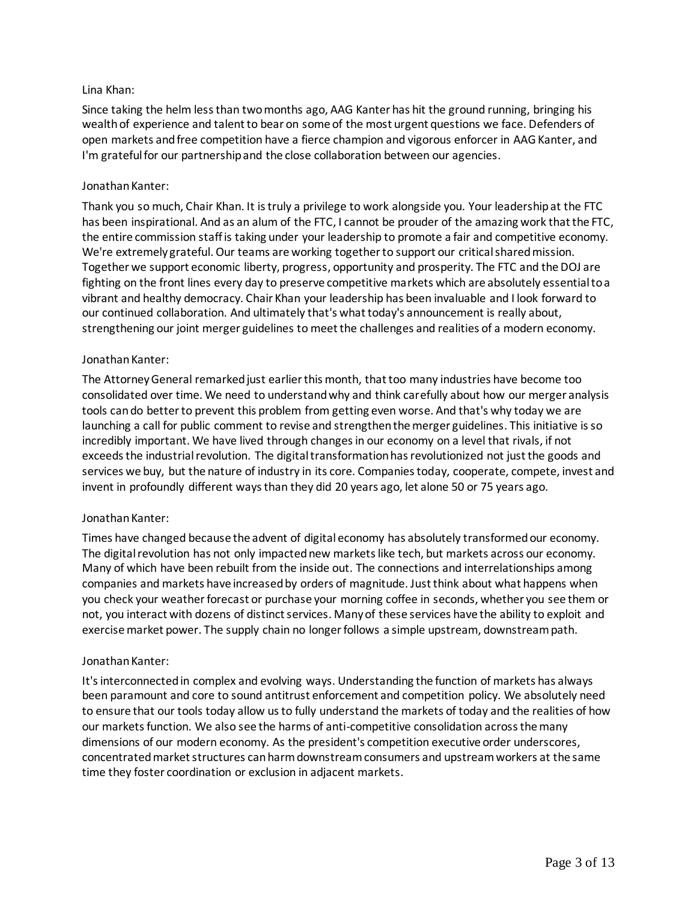Lina Khan:

Since taking the helm less than two months ago, AAG Kanter has hit the ground running, bringing his wealth of experience and talent to bear on some of the most urgent questions we face. Defenders of open markets and free competition have a fierce champion and vigorous enforcer in AAG Kanter, and I'm grateful for our partnership and the close collaboration between our agencies.

Jonathan Kanter:

Thank you so much, Chair Khan. It is truly a privilege to work alongside you. Your leadership at the FTC has been inspirational. And as an alum of the FTC, I cannot be prouder of the amazing work that the FTC, the entire commission staff is taking under your leadership to promote a fair and competitive economy. We're extremely grateful. Our teams are working together to support our critical shared mission. Together we support economic liberty, progress, opportunity and prosperity. The FTC and the DOJ are fighting on the front lines every day to preserve competitive markets which are absolutely essential to a vibrant and healthy democracy. Chair Khan your leadership has been invaluable and I look forward to our continued collaboration. And ultimately that's what today's announcement is really about, strengthening our joint merger guidelines to meet the challenges and realities of a modern economy.

Jonathan Kanter:

The Attorney General remarked just earlier this month, that too many industries have become too consolidated over time. We need to understand why and think carefully about how our merger analysis tools can do better to prevent this problem from getting even worse. And that's why today we are launching a call for public comment to revise and strengthen the merger guidelines. This initiative is so incredibly important. We have lived through changes in our economy on a level that rivals, if not exceeds the industrial revolution. The digital transformation has revolutionized not just the goods and services we buy, but the nature of industry in its core. Companies today, cooperate, compete, invest and invent in profoundly different ways than they did 20 years ago, let alone 50 or 75 years ago.

Jonathan Kanter:

Times have changed because the advent of digital economy has absolutely transformed our economy. The digital revolution has not only impacted new markets like tech, but markets across our economy. Many of which have been rebuilt from the inside out. The connections and interrelationships among companies and markets have increased by orders of magnitude. Just think about what happens when you check your weather forecast or purchase your morning coffee in seconds, whether you see them or not, you interact with dozens of distinct services. Many of these services have the ability to exploit and exercise market power. The supply chain no longer follows a simple upstream, downstream path.

Jonathan Kanter:

It's interconnected in complex and evolving ways. Understanding the function of markets has always been paramount and core to sound antitrust enforcement and competition policy. We absolutely need to ensure that our tools today allow us to fully understand the markets of today and the realities of how our markets function. We also see the harms of anti-competitive consolidation across the many dimensions of our modern economy. As the president's competition executive order underscores, concentrated market structures can harm downstream consumers and upstream workers at the same time they foster coordination or exclusion in adjacent markets.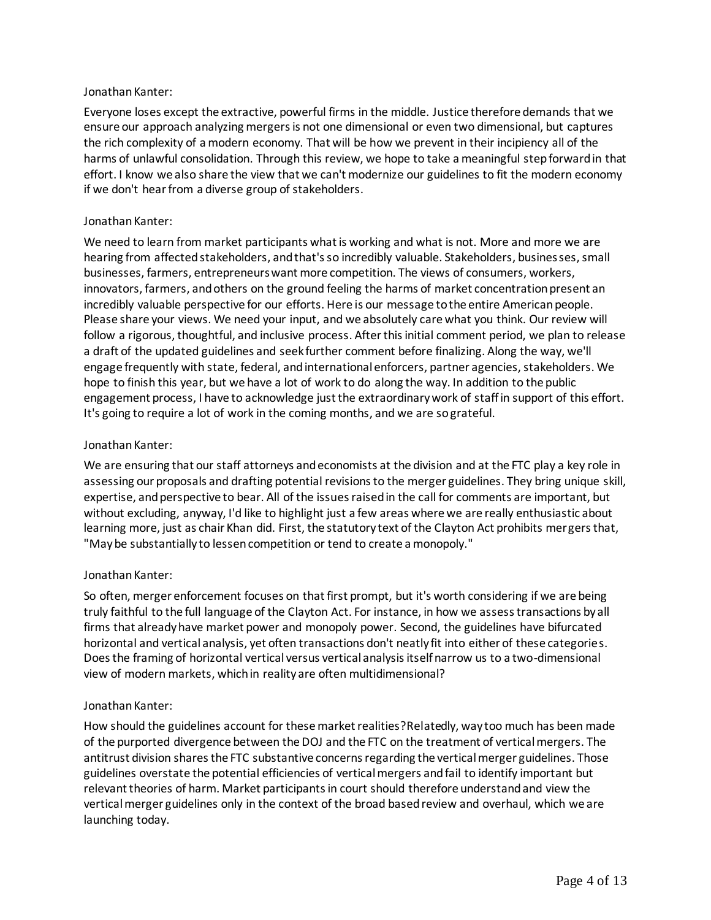Jonathan Kanter:

Everyone loses except the extractive, powerful firms in the middle. Justice therefore demands that we ensure our approach analyzing mergers is not one dimensional or even two dimensional, but captures the rich complexity of a modern economy. That will be how we prevent in their incipiency all of the harms of unlawful consolidation. Through this review, we hope to take a meaningful step forward in that effort. I know we also share the view that we can't modernize our guidelines to fit the modern economy if we don't hear from a diverse group of stakeholders.

Jonathan Kanter:

We need to learn from market participants what is working and what is not. More and more we are hearing from affected stakeholders, and that's so incredibly valuable. Stakeholders, businesses, small businesses, farmers, entrepreneurs want more competition. The views of consumers, workers, innovators, farmers, and others on the ground feeling the harms of market concentration present an incredibly valuable perspective for our efforts. Here is our message to the entire American people. Please share your views. We need your input, and we absolutely care what you think. Our review will follow a rigorous, thoughtful, and inclusive process. After this initial comment period, we plan to release a draft of the updated guidelines and seek further comment before finalizing. Along the way, we'll engage frequently with state, federal, and international enforcers, partner agencies, stakeholders. We hope to finish this year, but we have a lot of work to do along the way. In addition to the public engagement process, I have to acknowledge just the extraordinary work of staff in support of this effort. It's going to require a lot of work in the coming months, and we are so grateful.

Jonathan Kanter:

We are ensuring that our staff attorneys and economists at the division and at the FTC play a key role in assessing our proposals and drafting potential revisions to the merger guidelines. They bring unique skill, expertise, and perspective to bear. All of the issues raised in the call for comments are important, but without excluding, anyway, I'd like to highlight just a few areas where we are really enthusiastic about learning more, just as chair Khan did. First, the statutory text of the Clayton Act prohibits mergers that, "May be substantially to lessen competition or tend to create a monopoly."

Jonathan Kanter:

So often, merger enforcement focuses on that first prompt, but it's worth considering if we are being truly faithful to the full language of the Clayton Act. For instance, in how we assess transactions by all firms that already have market power and monopoly power. Second, the guidelines have bifurcated horizontal and vertical analysis, yet often transactions don't neatly fit into either of these categories. Does the framing of horizontal vertical versus vertical analysis itself narrow us to a two-dimensional view of modern markets, which in reality are often multidimensional?

Jonathan Kanter:

How should the guidelines account for these market realities? Relatedly, way too much has been made of the purported divergence between the DOJ and the FTC on the treatment of vertical mergers. The antitrust division shares the FTC substantive concerns regarding the vertical merger guidelines. Those guidelines overstate the potential efficiencies of vertical mergers and fail to identify important but relevant theories of harm. Market participants in court should therefore understand and view the vertical merger guidelines only in the context of the broad based review and overhaul, which we are launching today.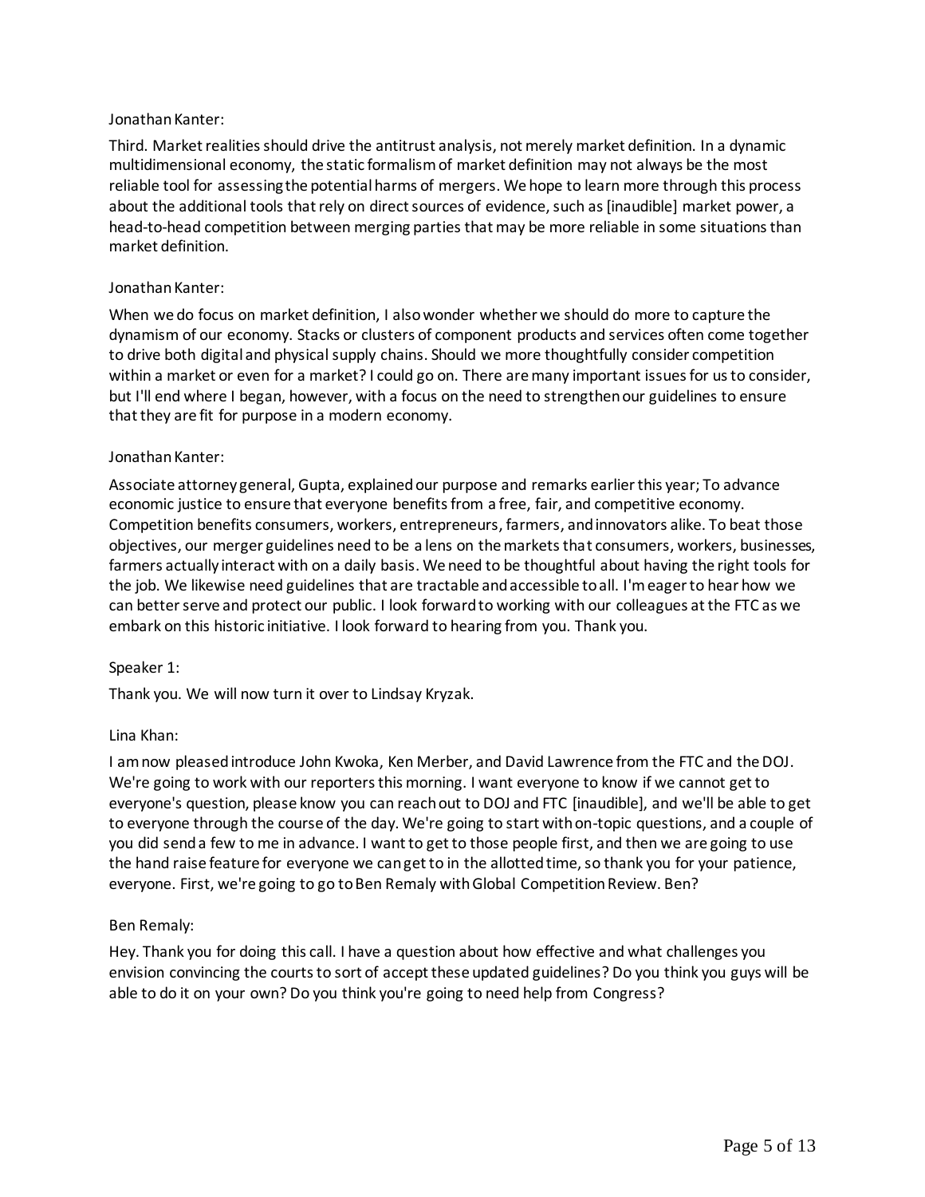Jonathan Kanter:

Third. Market realities should drive the antitrust analysis, not merely market definition. In a dynamic multidimensional economy, the static formalism of market definition may not always be the most reliable tool for assessing the potential harms of mergers. We hope to learn more through this process about the additional tools that rely on direct sources of evidence, such as [inaudible] market power, a head-to-head competition between merging parties that may be more reliable in some situations than market definition.

Jonathan Kanter:

When we do focus on market definition, I also wonder whether we should do more to capture the dynamism of our economy. Stacks or clusters of component products and services often come together to drive both digital and physical supply chains. Should we more thoughtfully consider competition within a market or even for a market? I could go on. There are many important issues for us to consider, but I'll end where I began, however, with a focus on the need to strengthen our guidelines to ensure that they are fit for purpose in a modern economy.

Jonathan Kanter:

Associate attorney general, Gupta, explained our purpose and remarks earlier this year; To advance economic justice to ensure that everyone benefits from a free, fair, and competitive economy. Competition benefits consumers, workers, entrepreneurs, farmers, and innovators alike. To beat those objectives, our merger guidelines need to be a lens on the markets that consumers, workers, businesses, farmers actually interact with on a daily basis. We need to be thoughtful about having the right tools for the job. We likewise need guidelines that are tractable and accessible to all. I'm eager to hear how we can better serve and protect our public. I look forward to working with our colleagues at the FTC as we embark on this historic initiative. I look forward to hearing from you. Thank you.

Speaker 1:

Thank you. We will now turn it over to Lindsay Kryzak.

Lina Khan:

I am now pleased introduce John Kwoka, Ken Merber, and David Lawrence from the FTC and the DOJ. We're going to work with our reporters this morning. I want everyone to know if we cannot get to everyone's question, please know you can reach out to DOJ and FTC [inaudible], and we'll be able to get to everyone through the course of the day. We're going to start with on-topic questions, and a couple of you did send a few to me in advance. I want to get to those people first, and then we are going to use the hand raise feature for everyone we can get to in the allotted time, so thank you for your patience, everyone. First, we're going to go to Ben Remaly with Global Competition Review. Ben?

Ben Remaly:

Hey. Thank you for doing this call. I have a question about how effective and what challenges you envision convincing the courts to sort of accept these updated guidelines? Do you think you guys will be able to do it on your own? Do you think you're going to need help from Congress?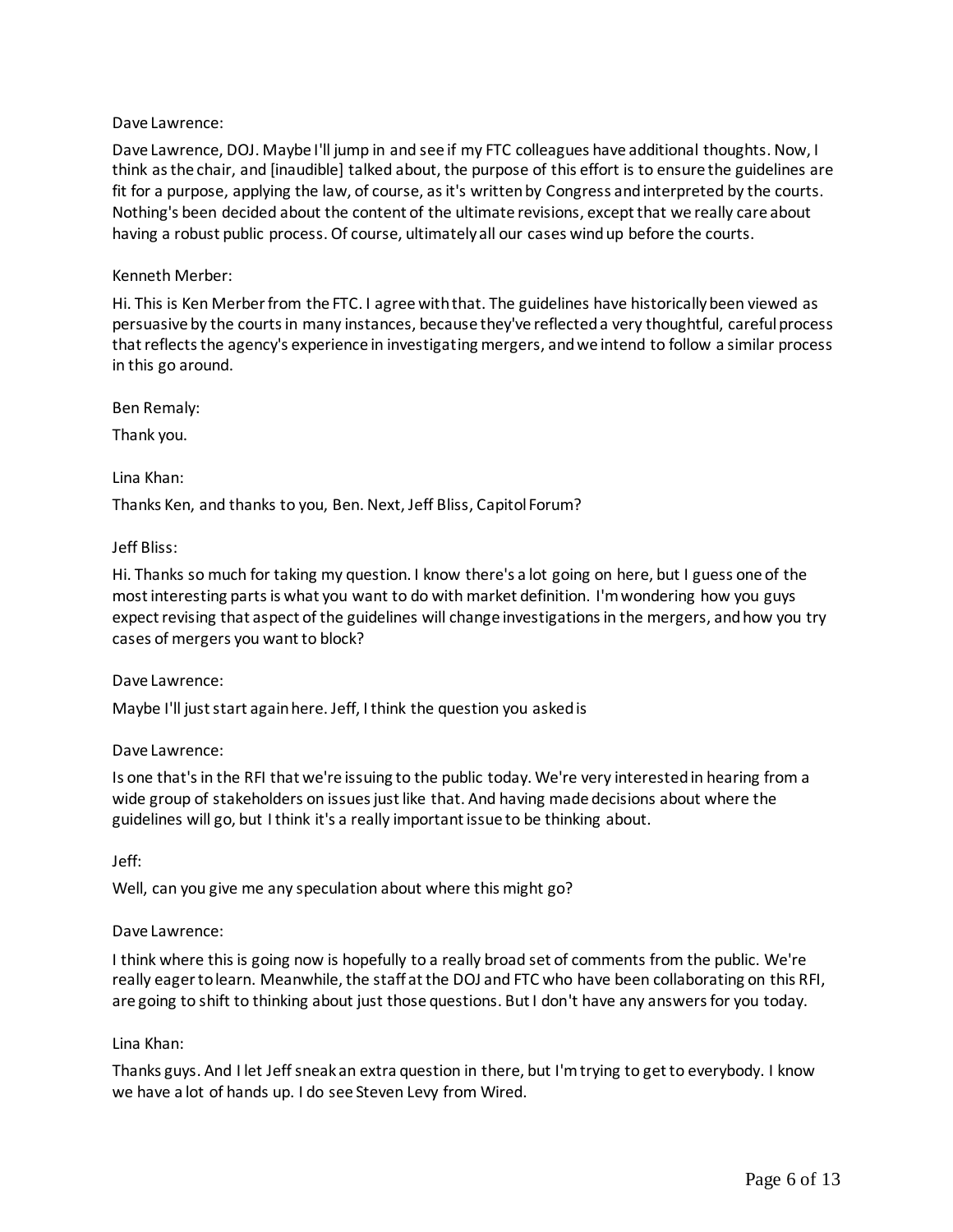Dave Lawrence:

Dave Lawrence, DOJ. Maybe I'll jump in and see if my FTC colleagues have additional thoughts. Now, I think as the chair, and [inaudible] talked about, the purpose of this effort is to ensure the guidelines are fit for a purpose, applying the law, of course, as it's written by Congress and interpreted by the courts. Nothing's been decided about the content of the ultimate revisions, except that we really care about having a robust public process. Of course, ultimately all our cases wind up before the courts.

Kenneth Merber:

Hi. This is Ken Merber from the FTC. I agree with that. The guidelines have historically been viewed as persuasive by the courts in many instances, because they've reflected a very thoughtful, careful process that reflects the agency's experience in investigating mergers, and we intend to follow a similar process in this go around.

Ben Remaly:

Thank you.

Lina Khan:

Thanks Ken, and thanks to you, Ben. Next, Jeff Bliss, Capitol Forum?

Jeff Bliss:

Hi. Thanks so much for taking my question. I know there's a lot going on here, but I guess one of the most interesting parts is what you want to do with market definition. I'm wondering how you guys expect revising that aspect of the guidelines will change investigations in the mergers, and how you try cases of mergers you want to block?

Dave Lawrence:

Maybe I'll just start again here. Jeff, I think the question you asked is

Dave Lawrence:

Is one that's in the RFI that we're issuing to the public today. We're very interested in hearing from a wide group of stakeholders on issues just like that. And having made decisions about where the guidelines will go, but I think it's a really important issue to be thinking about.

Jeff:

Well, can you give me any speculation about where this might go?

Dave Lawrence:

I think where this is going now is hopefully to a really broad set of comments from the public. We're really eager to learn. Meanwhile, the staff at the DOJ and FTC who have been collaborating on this RFI, are going to shift to thinking about just those questions. But I don't have any answers for you today.

Lina Khan:

Thanks guys. And I let Jeff sneak an extra question in there, but I'm trying to get to everybody. I know we have a lot of hands up. I do see Steven Levy from Wired.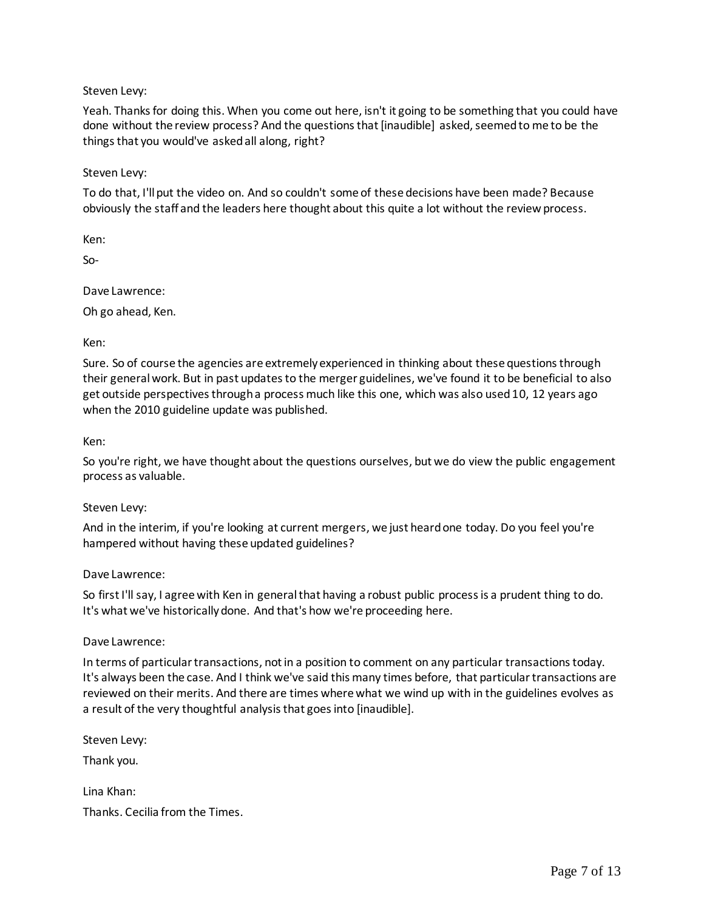Steven Levy:

Yeah. Thanks for doing this. When you come out here, isn't it going to be something that you could have done without the review process? And the questions that [inaudible] asked, seemed to me to be the things that you would've asked all along, right?

Steven Levy:

To do that, I'll put the video on. And so couldn't some of these decisions have been made? Because obviously the staff and the leaders here thought about this quite a lot without the review process.

Ken:

So-

Dave Lawrence:

Oh go ahead, Ken.

Ken:

Sure. So of course the agencies are extremely experienced in thinking about these questions through their general work. But in past updates to the merger guidelines, we've found it to be beneficial to also get outside perspectives through a process much like this one, which was also used 10, 12 years ago when the 2010 guideline update was published.

Ken:

So you're right, we have thought about the questions ourselves, but we do view the public engagement process as valuable.

Steven Levy:

And in the interim, if you're looking at current mergers, we just heard one today. Do you feel you're hampered without having these updated guidelines?

Dave Lawrence:

So first I'll say, I agree with Ken in general that having a robust public process is a prudent thing to do. It's what we've historically done. And that's how we're proceeding here.

Dave Lawrence:

In terms of particular transactions, not in a position to comment on any particular transactions today. It's always been the case. And I think we've said this many times before, that particular transactions are reviewed on their merits. And there are times where what we wind up with in the guidelines evolves as a result of the very thoughtful analysis that goes into [inaudible].

Steven Levy:

Thank you.

Lina Khan:

Thanks. Cecilia from the Times.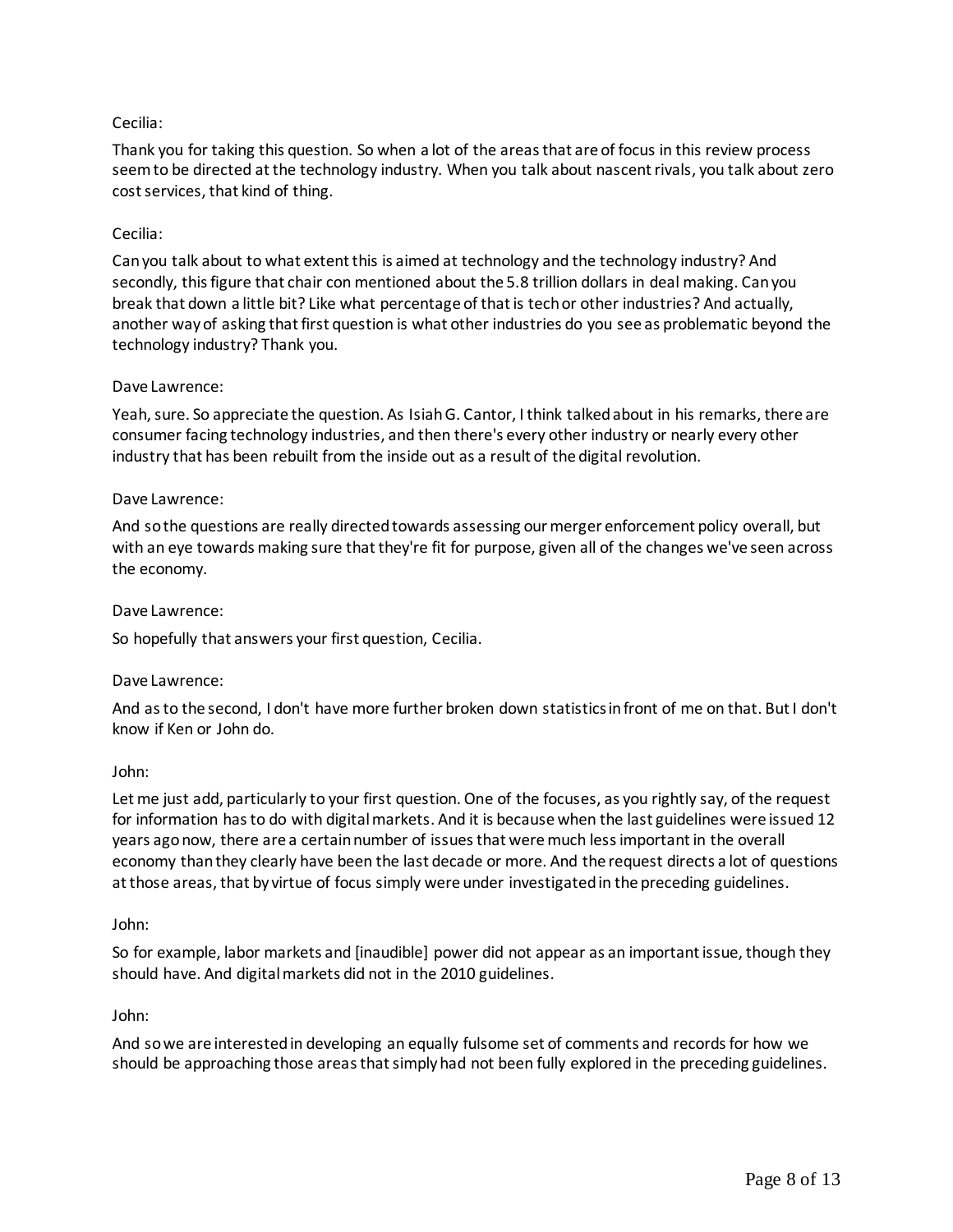Cecilia:

Thank you for taking this question. So when a lot of the areas that are of focus in this review process seem to be directed at the technology industry. When you talk about nascent rivals, you talk about zero cost services, that kind of thing.

Cecilia:

Can you talk about to what extent this is aimed at technology and the technology industry? And secondly, this figure that chair con mentioned about the 5.8 trillion dollars in deal making. Can you break that down a little bit? Like what percentage of that is tech or other industries? And actually, another way of asking that first question is what other industries do you see as problematic beyond the technology industry? Thank you.

Dave Lawrence:

Yeah, sure. So appreciate the question. As Isiah G. Cantor, I think talked about in his remarks, there are consumer facing technology industries, and then there's every other industry or nearly every other industry that has been rebuilt from the inside out as a result of the digital revolution.

Dave Lawrence:

And so the questions are really directed towards assessing our merger enforcement policy overall, but with an eye towards making sure that they're fit for purpose, given all of the changes we've seen across the economy.

Dave Lawrence:

So hopefully that answers your first question, Cecilia.

Dave Lawrence:

And as to the second, I don't have more further broken down statistics in front of me on that. But I don't know if Ken or John do.

John:

Let me just add, particularly to your first question. One of the focuses, as you rightly say, of the request for information has to do with digital markets. And it is because when the last guidelines were issued 12 years ago now, there are a certain number of issues that were much less important in the overall economy than they clearly have been the last decade or more. And the request directs a lot of questions at those areas, that by virtue of focus simply were under investigated in the preceding guidelines.

John:

So for example, labor markets and [inaudible] power did not appear as an important issue, though they should have. And digital markets did not in the 2010 guidelines.

John:

And so we are interested in developing an equally fulsome set of comments and records for how we should be approaching those areas that simply had not been fully explored in the preceding guidelines.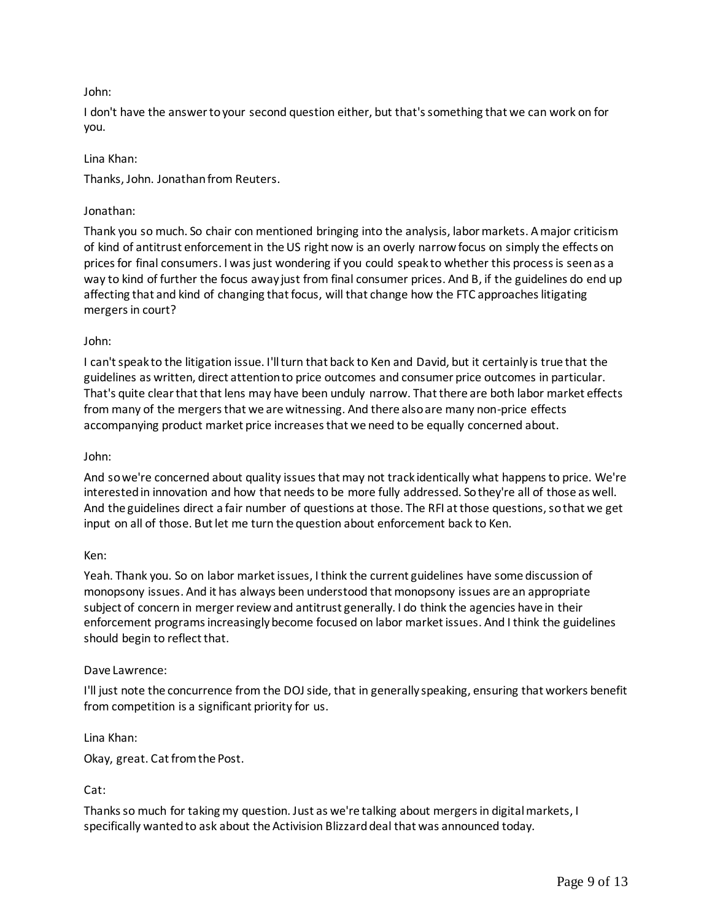John:

I don't have the answer to your second question either, but that's something that we can work on for you.

Lina Khan:

Thanks, John. Jonathan from Reuters.

Jonathan:

Thank you so much. So chair con mentioned bringing into the analysis, labor markets. A major criticism of kind of antitrust enforcement in the US right now is an overly narrow focus on simply the effects on prices for final consumers. I was just wondering if you could speak to whether this process is seen as a way to kind of further the focus away just from final consumer prices. And B, if the guidelines do end up affecting that and kind of changing that focus, will that change how the FTC approaches litigating mergers in court?

John:

I can't speak to the litigation issue. I'll turn that back to Ken and David, but it certainly is true that the guidelines as written, direct attention to price outcomes and consumer price outcomes in particular. That's quite clear that that lens may have been unduly narrow. That there are both labor market effects from many of the mergers that we are witnessing. And there also are many non-price effects accompanying product market price increases that we need to be equally concerned about.

John:

And so we're concerned about quality issues that may not track identically what happens to price. We're interested in innovation and how that needs to be more fully addressed. So they're all of those as well. And the guidelines direct a fair number of questions at those. The RFI at those questions, so that we get input on all of those. But let me turn the question about enforcement back to Ken.

Ken:

Yeah. Thank you. So on labor market issues, I think the current guidelines have some discussion of monopsony issues. And it has always been understood that monopsony issues are an appropriate subject of concern in merger review and antitrust generally. I do think the agencies have in their enforcement programs increasingly become focused on labor market issues. And I think the guidelines should begin to reflect that.

Dave Lawrence:

I'll just note the concurrence from the DOJ side, that in generally speaking, ensuring that workers benefit from competition is a significant priority for us.

Lina Khan:

Okay, great. Cat from the Post.

Cat:

Thanks so much for taking my question. Just as we're talking about mergers in digital markets, I specifically wanted to ask about the Activision Blizzard deal that was announced today.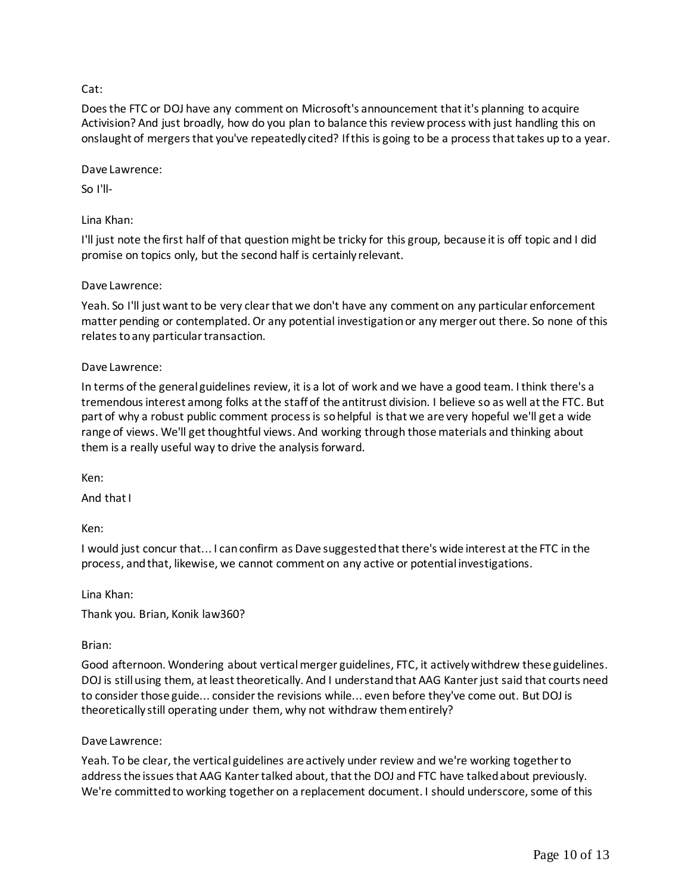Cat:

Does the FTC or DOJ have any comment on Microsoft's announcement that it's planning to acquire Activision? And just broadly, how do you plan to balance this review process with just handling this on onslaught of mergers that you've repeatedly cited? If this is going to be a process that takes up to a year.

Dave Lawrence:

So I'll-

Lina Khan:

I'll just note the first half of that question might be tricky for this group, because it is off topic and I did promise on topics only, but the second half is certainly relevant.

Dave Lawrence:

Yeah. So I'll just want to be very clear that we don't have any comment on any particular enforcement matter pending or contemplated. Or any potential investigation or any merger out there. So none of this relates to any particular transaction.

Dave Lawrence:

In terms of the general guidelines review, it is a lot of work and we have a good team. I think there's a tremendous interest among folks at the staff of the antitrust division. I believe so as well at the FTC. But part of why a robust public comment process is so helpful is that we are very hopeful we'll get a wide range of views. We'll get thoughtful views. And working through those materials and thinking about them is a really useful way to drive the analysis forward.

Ken:

And that I

Ken:

I would just concur that... I can confirm as Dave suggested that there's wide interest at the FTC in the process, and that, likewise, we cannot comment on any active or potential investigations.

Lina Khan:

Thank you. Brian, Konik law360?

Brian:

Good afternoon. Wondering about vertical merger guidelines, FTC, it actively withdrew these guidelines. DOJ is still using them, at least theoretically. And I understand that AAG Kanter just said that courts need to consider those guide... consider the revisions while... even before they've come out. But DOJ is theoretically still operating under them, why not withdraw them entirely?

Dave Lawrence:

Yeah. To be clear, the vertical guidelines are actively under review and we're working together to address the issues that AAG Kanter talked about, that the DOJ and FTC have talked about previously. We're committed to working together on a replacement document. I should underscore, some of this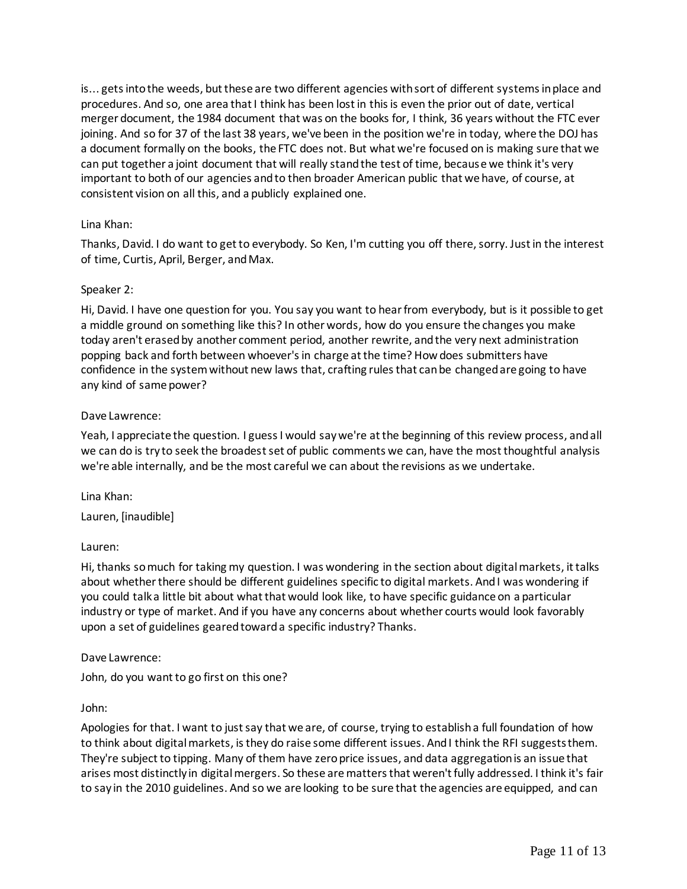is... gets into the weeds, but these are two different agencies with sort of different systems in place and procedures. And so, one area that I think has been lost in this is even the prior out of date, vertical merger document, the 1984 document that was on the books for, I think, 36 years without the FTC ever joining. And so for 37 of the last 38 years, we've been in the position we're in today, where the DOJ has a document formally on the books, the FTC does not. But what we're focused on is making sure that we can put together a joint document that will really stand the test of time, because we think it's very important to both of our agencies and to then broader American public that we have, of course, at consistent vision on all this, and a publicly explained one.

Lina Khan:

Thanks, David. I do want to get to everybody. So Ken, I'm cutting you off there, sorry. Just in the interest of time, Curtis, April, Berger, and Max.

Speaker 2:

Hi, David. I have one question for you. You say you want to hear from everybody, but is it possible to get a middle ground on something like this? In other words, how do you ensure the changes you make today aren't erased by another comment period, another rewrite, and the very next administration popping back and forth between whoever's in charge at the time? How does submitters have confidence in the system without new laws that, crafting rules that can be changed are going to have any kind of same power?

Dave Lawrence:

Yeah, I appreciate the question. I guess I would say we're at the beginning of this review process, and all we can do is try to seek the broadest set of public comments we can, have the most thoughtful analysis we're able internally, and be the most careful we can about the revisions as we undertake.

Lina Khan:

Lauren, [inaudible]

Lauren:

Hi, thanks so much for taking my question. I was wondering in the section about digital markets, it talks about whether there should be different guidelines specific to digital markets. And I was wondering if you could talk a little bit about what that would look like, to have specific guidance on a particular industry or type of market. And if you have any concerns about whether courts would look favorably upon a set of guidelines geared toward a specific industry? Thanks.

Dave Lawrence:

John, do you want to go first on this one?

John:

Apologies for that. I want to just say that we are, of course, trying to establish a full foundation of how to think about digital markets, is they do raise some different issues. And I think the RFI suggests them. They're subject to tipping. Many of them have zero price issues, and data aggregation is an issue that arises most distinctly in digital mergers. So these are matters that weren't fully addressed. I think it's fair to say in the 2010 guidelines. And so we are looking to be sure that the agencies are equipped, and can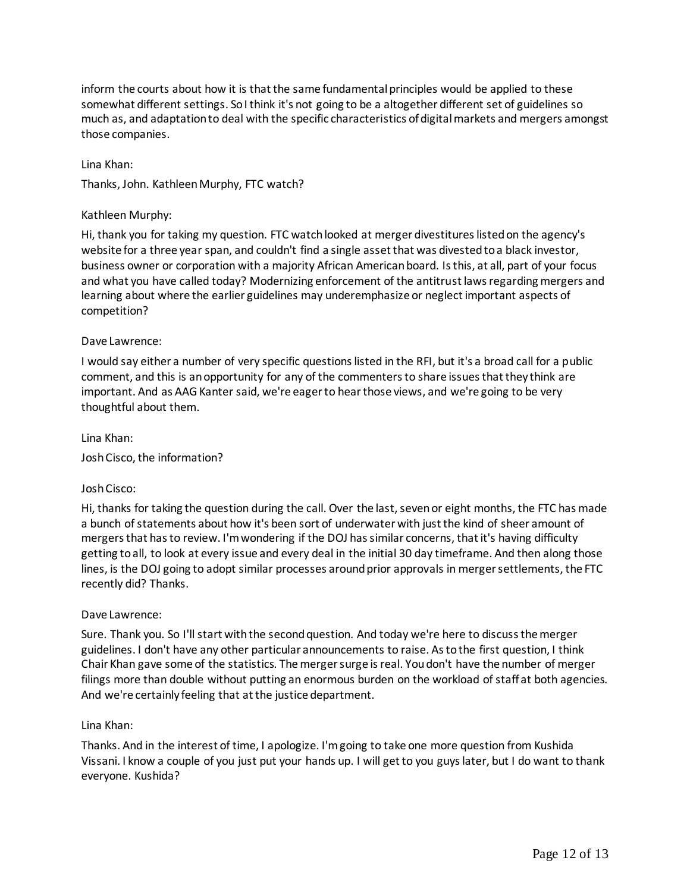inform the courts about how it is that the same fundamental principles would be applied to these somewhat different settings. So I think it's not going to be a altogether different set of guidelines so much as, and adaptation to deal with the specific characteristics of digital markets and mergers amongst those companies.

Lina Khan:

Thanks, John. Kathleen Murphy, FTC watch?

Kathleen Murphy:

Hi, thank you for taking my question. FTC watch looked at merger divestitures listed on the agency's website for a three year span, and couldn't find a single asset that was divested to a black investor, business owner or corporation with a majority African American board. Is this, at all, part of your focus and what you have called today? Modernizing enforcement of the antitrust laws regarding mergers and learning about where the earlier guidelines may underemphasize or neglect important aspects of competition?

Dave Lawrence:

I would say either a number of very specific questions listed in the RFI, but it's a broad call for a public comment, and this is an opportunity for any of the commenters to share issues that they think are important. And as AAG Kanter said, we're eager to hear those views, and we're going to be very thoughtful about them.

Lina Khan:

Josh Cisco, the information?

Josh Cisco:

Hi, thanks for taking the question during the call. Over the last, seven or eight months, the FTC has made a bunch of statements about how it's been sort of underwater with just the kind of sheer amount of mergers that has to review. I'm wondering if the DOJ has similar concerns, that it's having difficulty getting to all, to look at every issue and every deal in the initial 30 day timeframe. And then along those lines, is the DOJ going to adopt similar processes around prior approvals in merger settlements, the FTC recently did? Thanks.

Dave Lawrence:

Sure. Thank you. So I'll start with the second question. And today we're here to discuss the merger guidelines. I don't have any other particular announcements to raise. As to the first question, I think Chair Khan gave some of the statistics. The merger surge is real. You don't have the number of merger filings more than double without putting an enormous burden on the workload of staff at both agencies. And we're certainly feeling that at the justice department.

Lina Khan:

Thanks. And in the interest of time, I apologize. I'm going to take one more question from Kushida Vissani. I know a couple of you just put your hands up. I will get to you guys later, but I do want to thank everyone. Kushida?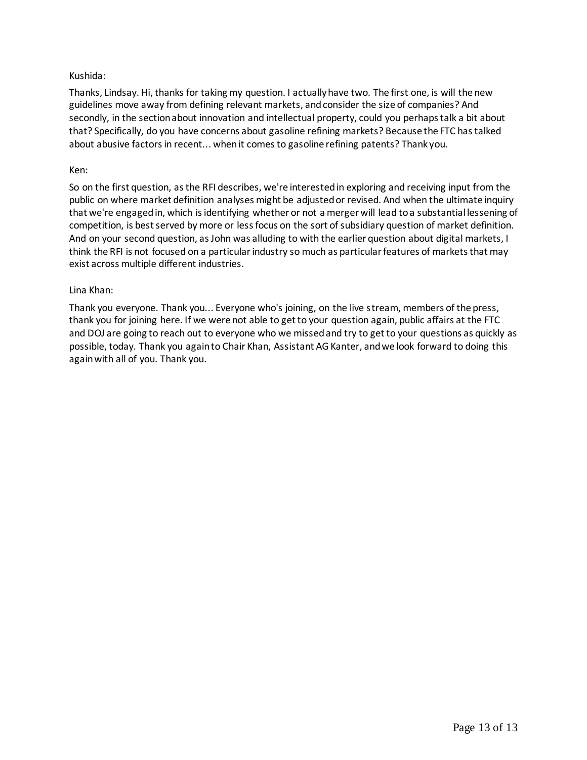Kushida:

Thanks, Lindsay. Hi, thanks for taking my question. I actually have two. The first one, is will the new guidelines move away from defining relevant markets, and consider the size of companies? And secondly, in the section about innovation and intellectual property, could you perhaps talk a bit about that? Specifically, do you have concerns about gasoline refining markets? Because the FTC has talked about abusive factors in recent... when it comes to gasoline refining patents? Thank you.

Ken:

So on the first question, as the RFI describes, we're interested in exploring and receiving input from the public on where market definition analyses might be adjusted or revised. And when the ultimate inquiry that we're engaged in, which is identifying whether or not a merger will lead to a substantial lessening of competition, is best served by more or less focus on the sort of subsidiary question of market definition. And on your second question, as John was alluding to with the earlier question about digital markets, I think the RFI is not focused on a particular industry so much as particular features of markets that may exist across multiple different industries.

Lina Khan:

Thank you everyone. Thank you... Everyone who's joining, on the live stream, members of the press, thank you for joining here. If we were not able to get to your question again, public affairs at the FTC and DOJ are going to reach out to everyone who we missed and try to get to your questions as quickly as possible, today. Thank you again to Chair Khan, Assistant AG Kanter, and we look forward to doing this again with all of you. Thank you.